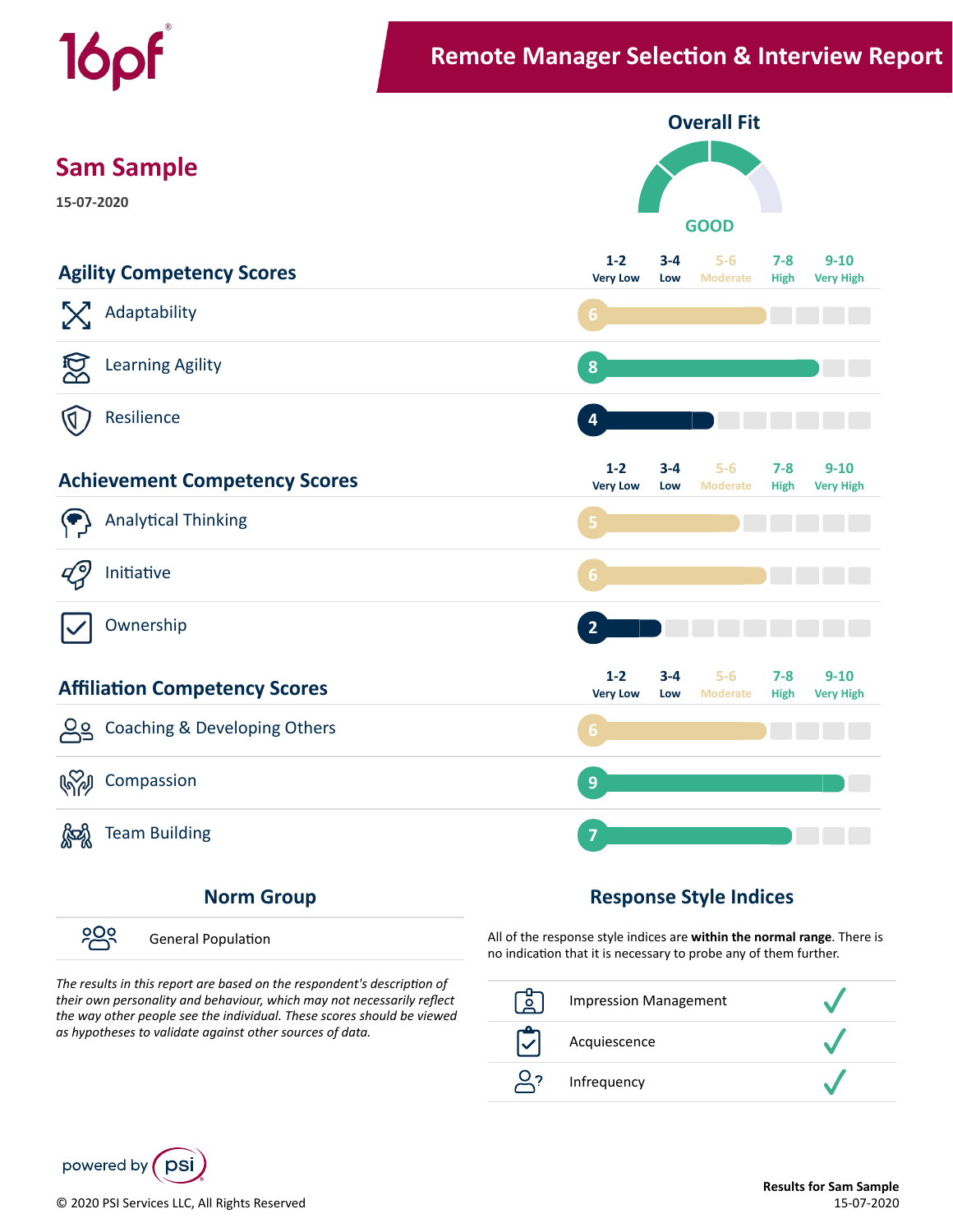# Remote Manager Selection & Interview Report

## Sam Sample

15-07-2020

**Overall Fit**

GOOD

## Agility Competency Scores

| Competency | Score |
|---|---|
| Adaptability | 6 |
| Learning Agility | 8 |
| Resilience | 4 |

Scale: 1-2 Very Low | 3-4 Low | 5-6 Moderate | 7-8 High | 9-10 Very High

## Achievement Competency Scores

| Competency | Score |
|---|---|
| Analytical Thinking | 5 |
| Initiative | 6 |
| Ownership | 2 |

Scale: 1-2 Very Low | 3-4 Low | 5-6 Moderate | 7-8 High | 9-10 Very High

## Affiliation Competency Scores

| Competency | Score |
|---|---|
| Coaching & Developing Others | 6 |
| Compassion | 9 |
| Team Building | 7 |

Scale: 1-2 Very Low | 3-4 Low | 5-6 Moderate | 7-8 High | 9-10 Very High

## Norm Group

General Population

*The results in this report are based on the respondent's description of their own personality and behaviour, which may not necessarily reflect the way other people see the individual. These scores should be viewed as hypotheses to validate against other sources of data.*

## Response Style Indices

All of the response style indices are **within the normal range**. There is no indication that it is necessary to probe any of them further.

| Index | Status |
|---|---|
| Impression Management | ✓ |
| Acquiescence | ✓ |
| Infrequency | ✓ |

powered by psi

© 2020 PSI Services LLC, All Rights Reserved

**Results for Sam Sample**
15-07-2020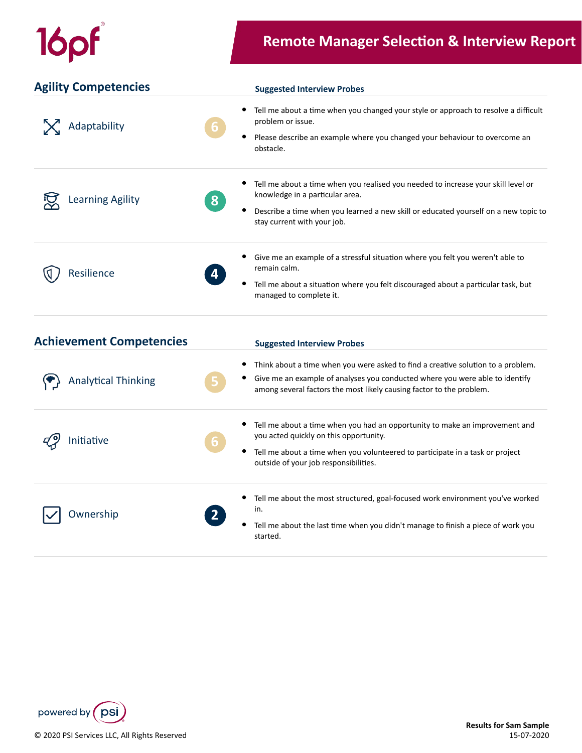## Agility Competencies

| Competency | Score | Suggested Interview Probes |
| --- | --- | --- |
| Adaptability | 6 | • Tell me about a time when you changed your style or approach to resolve a difficult problem or issue.<br>• Please describe an example where you changed your behaviour to overcome an obstacle. |
| Learning Agility | 8 | • Tell me about a time when you realised you needed to increase your skill level or knowledge in a particular area.<br>• Describe a time when you learned a new skill or educated yourself on a new topic to stay current with your job. |
| Resilience | 4 | • Give me an example of a stressful situation where you felt you weren't able to remain calm.<br>• Tell me about a situation where you felt discouraged about a particular task, but managed to complete it. |

## Achievement Competencies

| Competency | Score | Suggested Interview Probes |
| --- | --- | --- |
| Analytical Thinking | 5 | • Think about a time when you were asked to find a creative solution to a problem.<br>• Give me an example of analyses you conducted where you were able to identify among several factors the most likely causing factor to the problem. |
| Initiative | 6 | • Tell me about a time when you had an opportunity to make an improvement and you acted quickly on this opportunity.<br>• Tell me about a time when you volunteered to participate in a task or project outside of your job responsibilities. |
| Ownership | 2 | • Tell me about the most structured, goal-focused work environment you've worked in.<br>• Tell me about the last time when you didn't manage to finish a piece of work you started. |

**Results for Sam Sample**
15-07-2020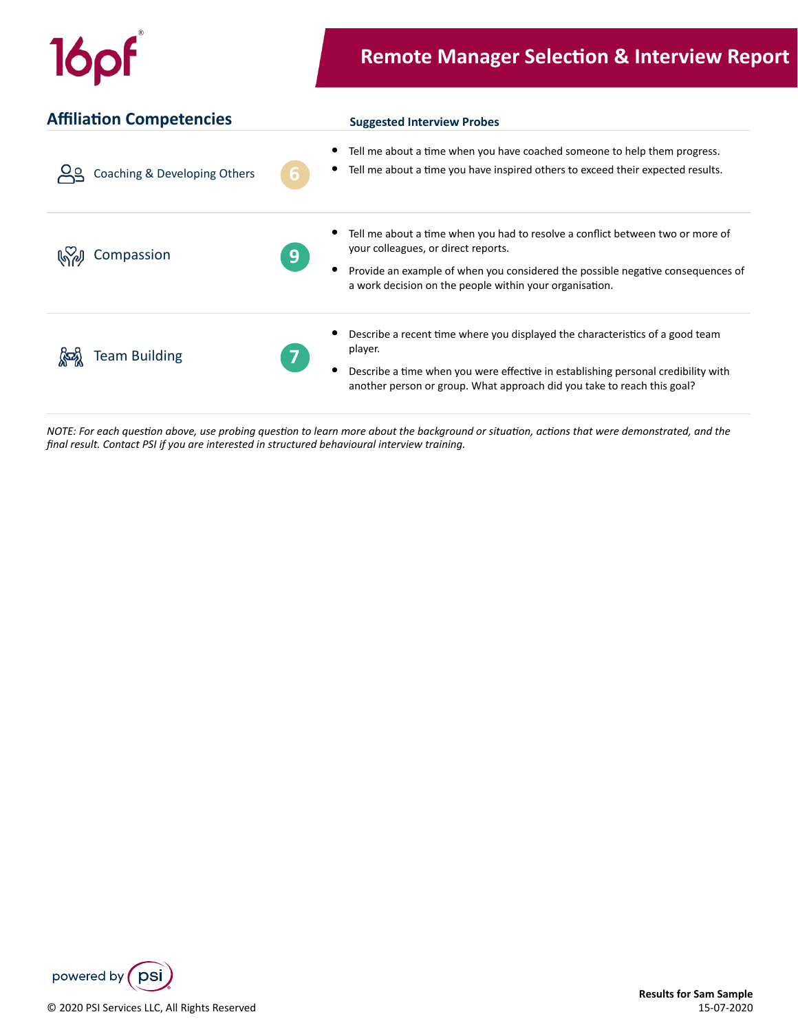## Affiliation Competencies

| Competency | Score | Suggested Interview Probes |
| --- | --- | --- |
| Coaching & Developing Others | 6 | • Tell me about a time when you have coached someone to help them progress.<br>• Tell me about a time you have inspired others to exceed their expected results. |
| Compassion | 9 | • Tell me about a time when you had to resolve a conflict between two or more of your colleagues, or direct reports.<br>• Provide an example of when you considered the possible negative consequences of a work decision on the people within your organisation. |
| Team Building | 7 | • Describe a recent time where you displayed the characteristics of a good team player.<br>• Describe a time when you were effective in establishing personal credibility with another person or group. What approach did you take to reach this goal? |

*NOTE: For each question above, use probing question to learn more about the background or situation, actions that were demonstrated, and the final result. Contact PSI if you are interested in structured behavioural interview training.*